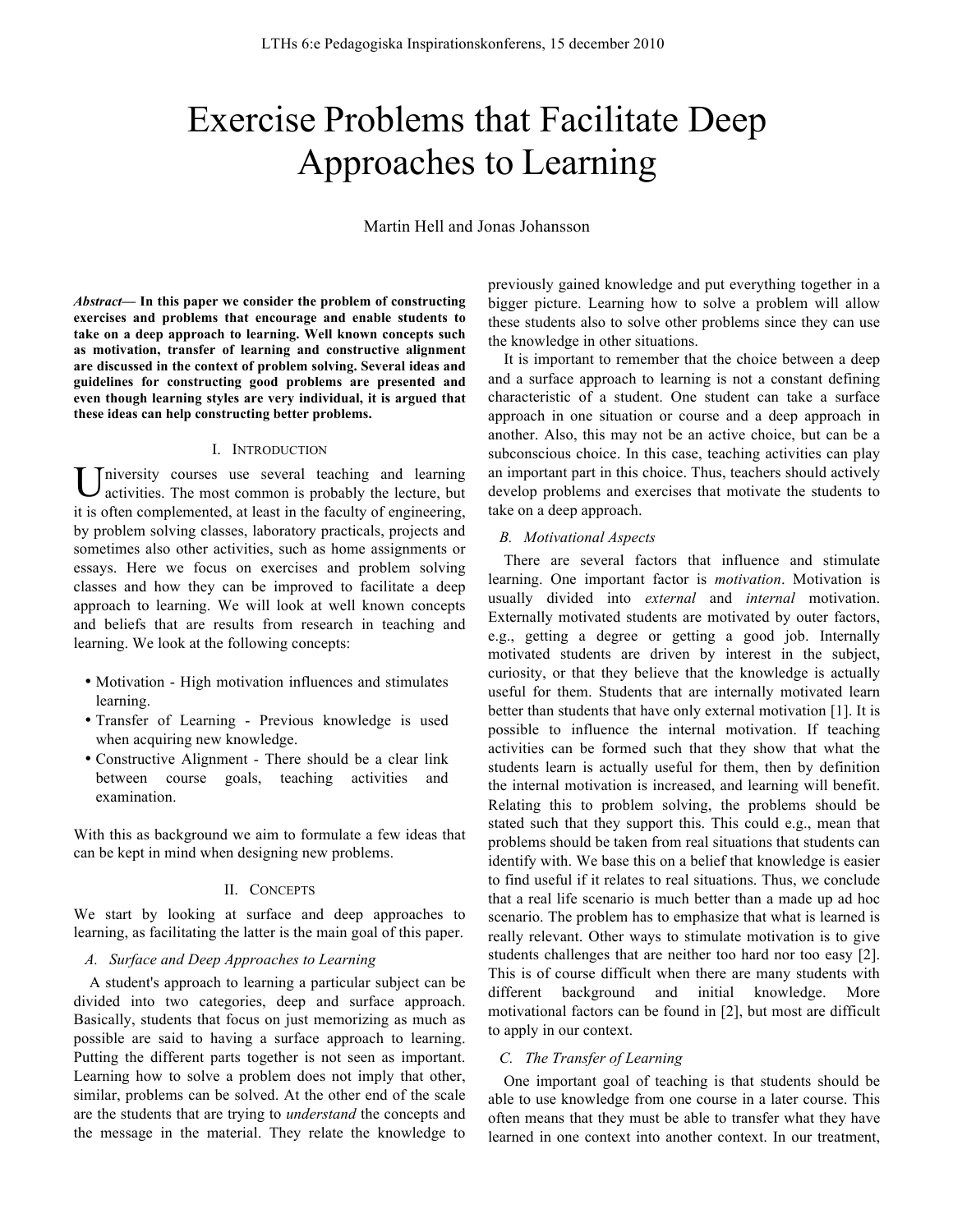# Exercise Problems that Facilitate Deep Approaches to Learning

Martin Hell and Jonas Johansson

***Abstract*— In this paper we consider the problem of constructing exercises and problems that encourage and enable students to take on a deep approach to learning. Well known concepts such as motivation, transfer of learning and constructive alignment are discussed in the context of problem solving. Several ideas and guidelines for constructing good problems are presented and even though learning styles are very individual, it is argued that these ideas can help constructing better problems.**

## I. Introduction

University courses use several teaching and learning activities. The most common is probably the lecture, but it is often complemented, at least in the faculty of engineering, by problem solving classes, laboratory practicals, projects and sometimes also other activities, such as home assignments or essays. Here we focus on exercises and problem solving classes and how they can be improved to facilitate a deep approach to learning. We will look at well known concepts and beliefs that are results from research in teaching and learning. We look at the following concepts:

- Motivation - High motivation influences and stimulates learning.
- Transfer of Learning - Previous knowledge is used when acquiring new knowledge.
- Constructive Alignment - There should be a clear link between course goals, teaching activities and examination.

With this as background we aim to formulate a few ideas that can be kept in mind when designing new problems.

## II. Concepts

We start by looking at surface and deep approaches to learning, as facilitating the latter is the main goal of this paper.

### *A. Surface and Deep Approaches to Learning*

A student's approach to learning a particular subject can be divided into two categories, deep and surface approach. Basically, students that focus on just memorizing as much as possible are said to having a surface approach to learning. Putting the different parts together is not seen as important. Learning how to solve a problem does not imply that other, similar, problems can be solved. At the other end of the scale are the students that are trying to *understand* the concepts and the message in the material. They relate the knowledge to previously gained knowledge and put everything together in a bigger picture. Learning how to solve a problem will allow these students also to solve other problems since they can use the knowledge in other situations.

It is important to remember that the choice between a deep and a surface approach to learning is not a constant defining characteristic of a student. One student can take a surface approach in one situation or course and a deep approach in another. Also, this may not be an active choice, but can be a subconscious choice. In this case, teaching activities can play an important part in this choice. Thus, teachers should actively develop problems and exercises that motivate the students to take on a deep approach.

### *B. Motivational Aspects*

There are several factors that influence and stimulate learning. One important factor is *motivation*. Motivation is usually divided into *external* and *internal* motivation. Externally motivated students are motivated by outer factors, e.g., getting a degree or getting a good job. Internally motivated students are driven by interest in the subject, curiosity, or that they believe that the knowledge is actually useful for them. Students that are internally motivated learn better than students that have only external motivation [1]. It is possible to influence the internal motivation. If teaching activities can be formed such that they show that what the students learn is actually useful for them, then by definition the internal motivation is increased, and learning will benefit. Relating this to problem solving, the problems should be stated such that they support this. This could e.g., mean that problems should be taken from real situations that students can identify with. We base this on a belief that knowledge is easier to find useful if it relates to real situations. Thus, we conclude that a real life scenario is much better than a made up ad hoc scenario. The problem has to emphasize that what is learned is really relevant. Other ways to stimulate motivation is to give students challenges that are neither too hard nor too easy [2]. This is of course difficult when there are many students with different background and initial knowledge. More motivational factors can be found in [2], but most are difficult to apply in our context.

### *C. The Transfer of Learning*

One important goal of teaching is that students should be able to use knowledge from one course in a later course. This often means that they must be able to transfer what they have learned in one context into another context. In our treatment,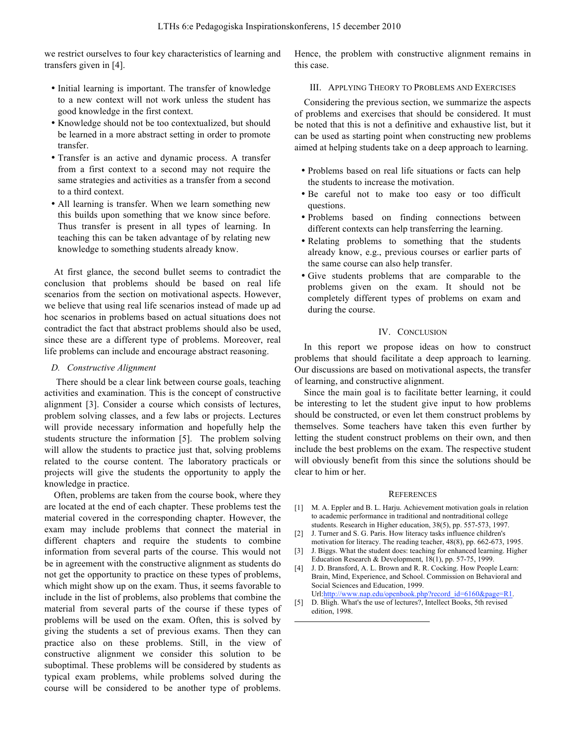we restrict ourselves to four key characteristics of learning and transfers given in [4].

- Initial learning is important. The transfer of knowledge to a new context will not work unless the student has good knowledge in the first context.
- Knowledge should not be too contextualized, but should be learned in a more abstract setting in order to promote transfer.
- Transfer is an active and dynamic process. A transfer from a first context to a second may not require the same strategies and activities as a transfer from a second to a third context.
- All learning is transfer. When we learn something new this builds upon something that we know since before. Thus transfer is present in all types of learning. In teaching this can be taken advantage of by relating new knowledge to something students already know.

At first glance, the second bullet seems to contradict the conclusion that problems should be based on real life scenarios from the section on motivational aspects. However, we believe that using real life scenarios instead of made up ad hoc scenarios in problems based on actual situations does not contradict the fact that abstract problems should also be used, since these are a different type of problems. Moreover, real life problems can include and encourage abstract reasoning.

### *D. Constructive Alignment*

There should be a clear link between course goals, teaching activities and examination. This is the concept of constructive alignment [3]. Consider a course which consists of lectures, problem solving classes, and a few labs or projects. Lectures will provide necessary information and hopefully help the students structure the information [5]. The problem solving will allow the students to practice just that, solving problems related to the course content. The laboratory practicals or projects will give the students the opportunity to apply the knowledge in practice.

Often, problems are taken from the course book, where they are located at the end of each chapter. These problems test the material covered in the corresponding chapter. However, the exam may include problems that connect the material in different chapters and require the students to combine information from several parts of the course. This would not be in agreement with the constructive alignment as students do not get the opportunity to practice on these types of problems, which might show up on the exam. Thus, it seems favorable to include in the list of problems, also problems that combine the material from several parts of the course if these types of problems will be used on the exam. Often, this is solved by giving the students a set of previous exams. Then they can practice also on these problems. Still, in the view of constructive alignment we consider this solution to be suboptimal. These problems will be considered by students as typical exam problems, while problems solved during the course will be considered to be another type of problems. Hence, the problem with constructive alignment remains in this case.

## III. Applying Theory to Problems and Exercises

Considering the previous section, we summarize the aspects of problems and exercises that should be considered. It must be noted that this is not a definitive and exhaustive list, but it can be used as starting point when constructing new problems aimed at helping students take on a deep approach to learning.

- Problems based on real life situations or facts can help the students to increase the motivation.
- Be careful not to make too easy or too difficult questions.
- Problems based on finding connections between different contexts can help transferring the learning.
- Relating problems to something that the students already know, e.g., previous courses or earlier parts of the same course can also help transfer.
- Give students problems that are comparable to the problems given on the exam. It should not be completely different types of problems on exam and during the course.

## IV. Conclusion

In this report we propose ideas on how to construct problems that should facilitate a deep approach to learning. Our discussions are based on motivational aspects, the transfer of learning, and constructive alignment.

Since the main goal is to facilitate better learning, it could be interesting to let the student give input to how problems should be constructed, or even let them construct problems by themselves. Some teachers have taken this even further by letting the student construct problems on their own, and then include the best problems on the exam. The respective student will obviously benefit from this since the solutions should be clear to him or her.

## References

[1] M. A. Eppler and B. L. Harju. Achievement motivation goals in relation to academic performance in traditional and nontraditional college students. Research in Higher education, 38(5), pp. 557-573, 1997.

[2] J. Turner and S. G. Paris. How literacy tasks influence children's motivation for literacy. The reading teacher, 48(8), pp. 662-673, 1995.

[3] J. Biggs. What the student does: teaching for enhanced learning. Higher Education Research & Development, 18(1), pp. 57-75, 1999.

[4] J. D. Bransford, A. L. Brown and R. R. Cocking. How People Learn: Brain, Mind, Experience, and School. Commission on Behavioral and Social Sciences and Education, 1999. Url:http://www.nap.edu/openbook.php?record_id=6160&page=R1.

[5] D. Bligh. What's the use of lectures?, Intellect Books, 5th revised edition, 1998.